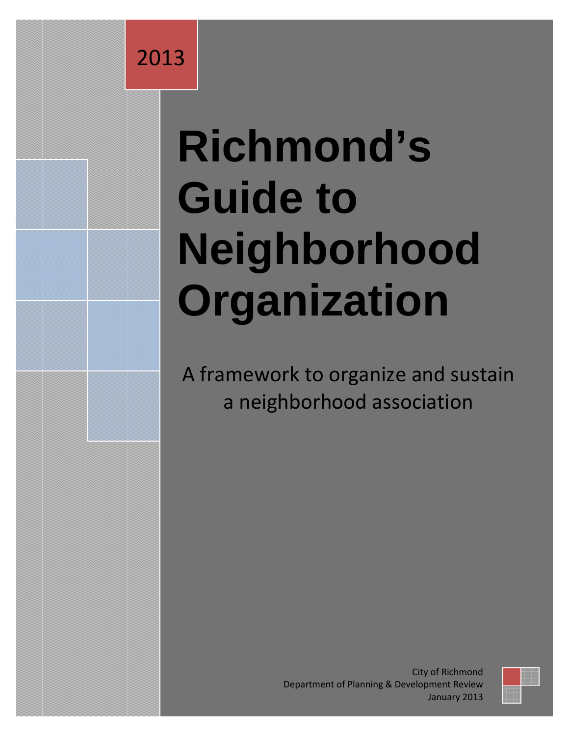2013

# Richmond's Guide to Neighborhood Organization

A framework to organize and sustain a neighborhood association

City of Richmond
Department of Planning & Development Review
January 2013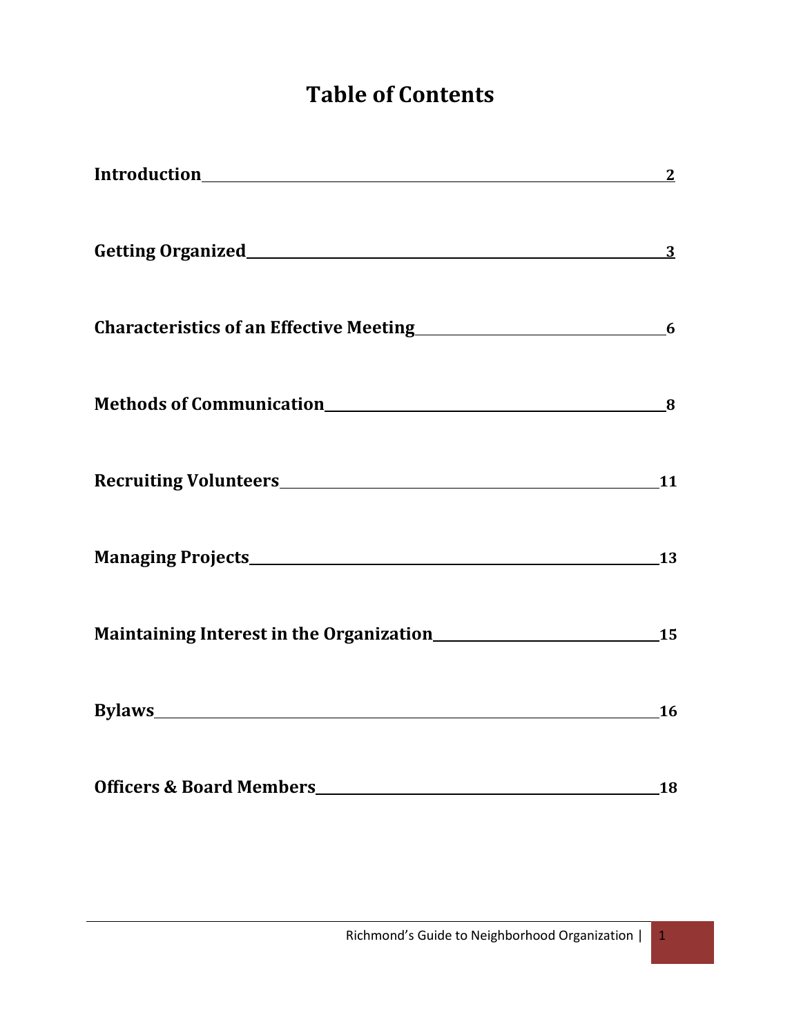# Table of Contents

| | |
|---|---|
| **Introduction** | **2** |
| **Getting Organized** | **3** |
| **Characteristics of an Effective Meeting** | **6** |
| **Methods of Communication** | **8** |
| **Recruiting Volunteers** | **11** |
| **Managing Projects** | **13** |
| **Maintaining Interest in the Organization** | **15** |
| **Bylaws** | **16** |
| **Officers & Board Members** | **18** |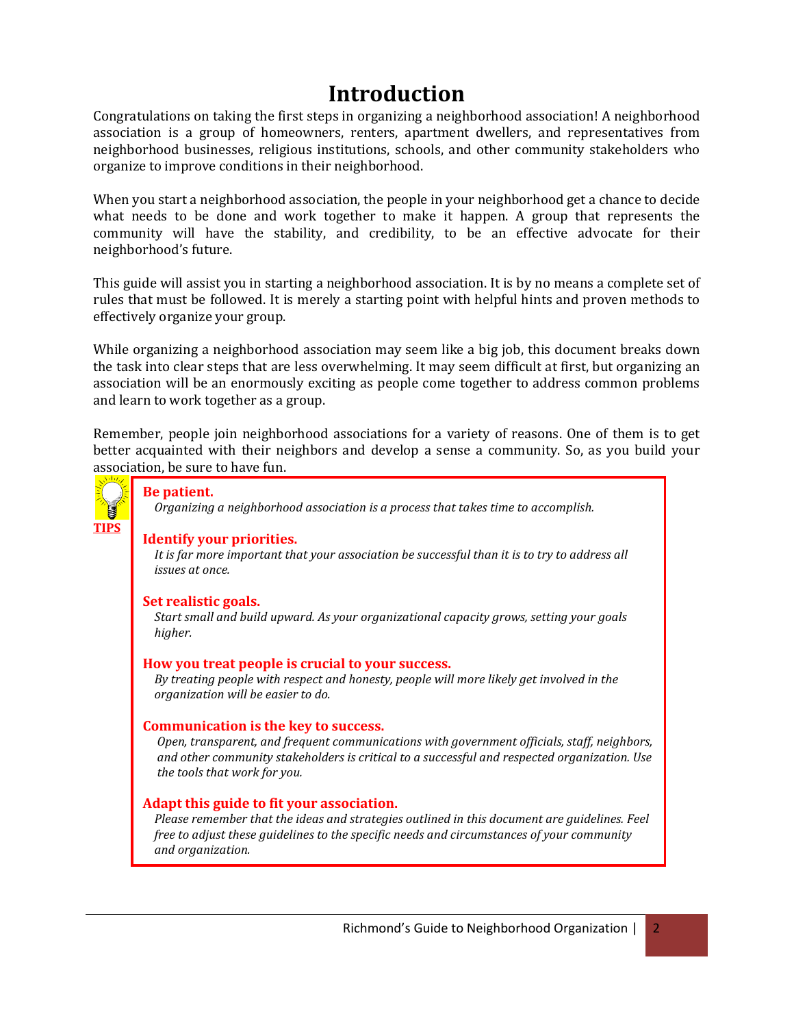# Introduction

Congratulations on taking the first steps in organizing a neighborhood association! A neighborhood association is a group of homeowners, renters, apartment dwellers, and representatives from neighborhood businesses, religious institutions, schools, and other community stakeholders who organize to improve conditions in their neighborhood.

When you start a neighborhood association, the people in your neighborhood get a chance to decide what needs to be done and work together to make it happen. A group that represents the community will have the stability, and credibility, to be an effective advocate for their neighborhood's future.

This guide will assist you in starting a neighborhood association. It is by no means a complete set of rules that must be followed. It is merely a starting point with helpful hints and proven methods to effectively organize your group.

While organizing a neighborhood association may seem like a big job, this document breaks down the task into clear steps that are less overwhelming. It may seem difficult at first, but organizing an association will be an enormously exciting as people come together to address common problems and learn to work together as a group.

Remember, people join neighborhood associations for a variety of reasons. One of them is to get better acquainted with their neighbors and develop a sense a community. So, as you build your association, be sure to have fun.

**TIPS**

**Be patient.**
*Organizing a neighborhood association is a process that takes time to accomplish.*

**Identify your priorities.**
*It is far more important that your association be successful than it is to try to address all issues at once.*

**Set realistic goals.**
*Start small and build upward. As your organizational capacity grows, setting your goals higher.*

**How you treat people is crucial to your success.**
*By treating people with respect and honesty, people will more likely get involved in the organization will be easier to do.*

**Communication is the key to success.**
*Open, transparent, and frequent communications with government officials, staff, neighbors, and other community stakeholders is critical to a successful and respected organization. Use the tools that work for you.*

**Adapt this guide to fit your association.**
*Please remember that the ideas and strategies outlined in this document are guidelines. Feel free to adjust these guidelines to the specific needs and circumstances of your community and organization.*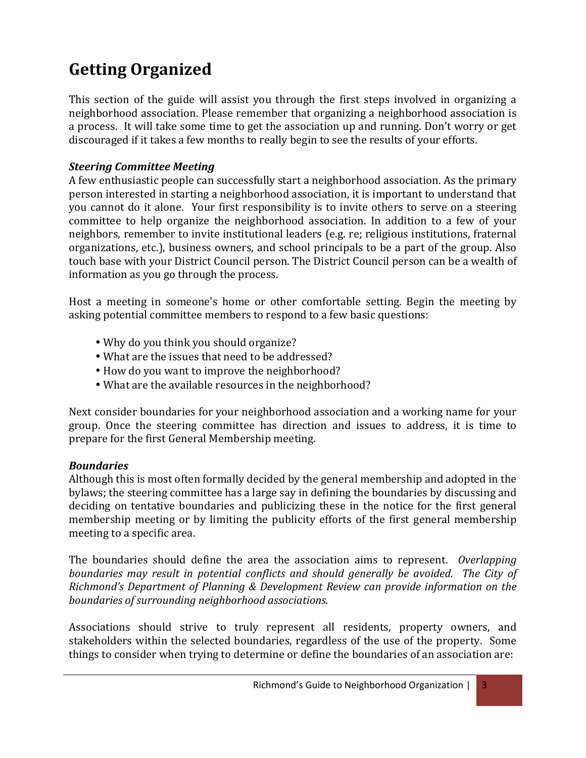# Getting Organized

This section of the guide will assist you through the first steps involved in organizing a neighborhood association. Please remember that organizing a neighborhood association is a process. It will take some time to get the association up and running. Don't worry or get discouraged if it takes a few months to really begin to see the results of your efforts.

***Steering Committee Meeting***

A few enthusiastic people can successfully start a neighborhood association. As the primary person interested in starting a neighborhood association, it is important to understand that you cannot do it alone. Your first responsibility is to invite others to serve on a steering committee to help organize the neighborhood association. In addition to a few of your neighbors, remember to invite institutional leaders (e.g. re; religious institutions, fraternal organizations, etc.), business owners, and school principals to be a part of the group. Also touch base with your District Council person. The District Council person can be a wealth of information as you go through the process.

Host a meeting in someone's home or other comfortable setting. Begin the meeting by asking potential committee members to respond to a few basic questions:

- Why do you think you should organize?
- What are the issues that need to be addressed?
- How do you want to improve the neighborhood?
- What are the available resources in the neighborhood?

Next consider boundaries for your neighborhood association and a working name for your group. Once the steering committee has direction and issues to address, it is time to prepare for the first General Membership meeting.

***Boundaries***

Although this is most often formally decided by the general membership and adopted in the bylaws; the steering committee has a large say in defining the boundaries by discussing and deciding on tentative boundaries and publicizing these in the notice for the first general membership meeting or by limiting the publicity efforts of the first general membership meeting to a specific area.

The boundaries should define the area the association aims to represent. *Overlapping boundaries may result in potential conflicts and should generally be avoided. The City of Richmond's Department of Planning & Development Review can provide information on the boundaries of surrounding neighborhood associations.*

Associations should strive to truly represent all residents, property owners, and stakeholders within the selected boundaries, regardless of the use of the property. Some things to consider when trying to determine or define the boundaries of an association are: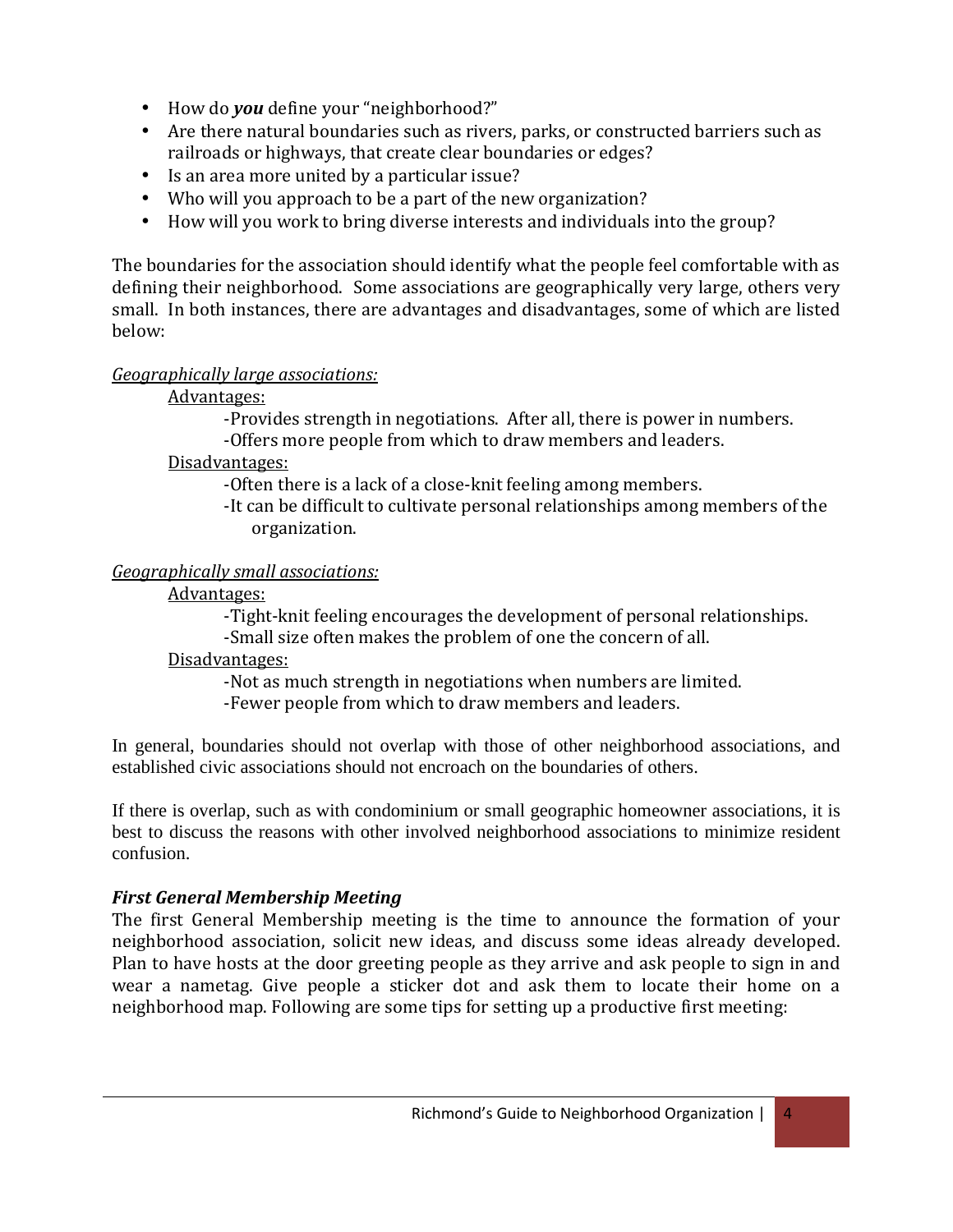- How do ***you*** define your "neighborhood?"
- Are there natural boundaries such as rivers, parks, or constructed barriers such as railroads or highways, that create clear boundaries or edges?
- Is an area more united by a particular issue?
- Who will you approach to be a part of the new organization?
- How will you work to bring diverse interests and individuals into the group?

The boundaries for the association should identify what the people feel comfortable with as defining their neighborhood. Some associations are geographically very large, others very small. In both instances, there are advantages and disadvantages, some of which are listed below:

*Geographically large associations:*

Advantages:

-Provides strength in negotiations. After all, there is power in numbers.
-Offers more people from which to draw members and leaders.

Disadvantages:

-Often there is a lack of a close-knit feeling among members.
-It can be difficult to cultivate personal relationships among members of the organization.

*Geographically small associations:*

Advantages:

-Tight-knit feeling encourages the development of personal relationships.
-Small size often makes the problem of one the concern of all.

Disadvantages:

-Not as much strength in negotiations when numbers are limited.
-Fewer people from which to draw members and leaders.

In general, boundaries should not overlap with those of other neighborhood associations, and established civic associations should not encroach on the boundaries of others.

If there is overlap, such as with condominium or small geographic homeowner associations, it is best to discuss the reasons with other involved neighborhood associations to minimize resident confusion.

### *First General Membership Meeting*

The first General Membership meeting is the time to announce the formation of your neighborhood association, solicit new ideas, and discuss some ideas already developed. Plan to have hosts at the door greeting people as they arrive and ask people to sign in and wear a nametag. Give people a sticker dot and ask them to locate their home on a neighborhood map. Following are some tips for setting up a productive first meeting: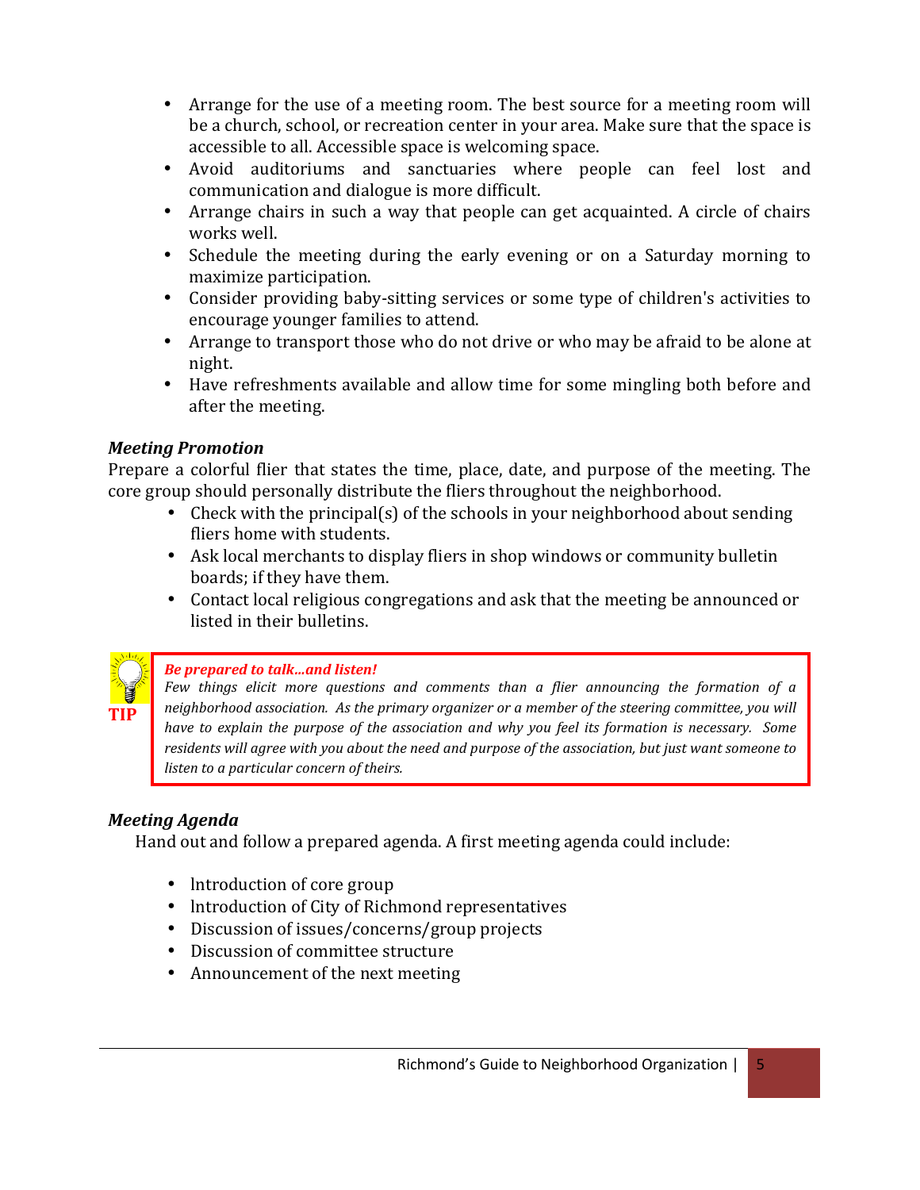- Arrange for the use of a meeting room. The best source for a meeting room will be a church, school, or recreation center in your area. Make sure that the space is accessible to all. Accessible space is welcoming space.
- Avoid auditoriums and sanctuaries where people can feel lost and communication and dialogue is more difficult.
- Arrange chairs in such a way that people can get acquainted. A circle of chairs works well.
- Schedule the meeting during the early evening or on a Saturday morning to maximize participation.
- Consider providing baby-sitting services or some type of children's activities to encourage younger families to attend.
- Arrange to transport those who do not drive or who may be afraid to be alone at night.
- Have refreshments available and allow time for some mingling both before and after the meeting.

### *Meeting Promotion*

Prepare a colorful flier that states the time, place, date, and purpose of the meeting. The core group should personally distribute the fliers throughout the neighborhood.

- Check with the principal(s) of the schools in your neighborhood about sending fliers home with students.
- Ask local merchants to display fliers in shop windows or community bulletin boards; if they have them.
- Contact local religious congregations and ask that the meeting be announced or listed in their bulletins.

**TIP**

***Be prepared to talk...and listen!***

*Few things elicit more questions and comments than a flier announcing the formation of a neighborhood association. As the primary organizer or a member of the steering committee, you will have to explain the purpose of the association and why you feel its formation is necessary. Some residents will agree with you about the need and purpose of the association, but just want someone to listen to a particular concern of theirs.*

### *Meeting Agenda*

Hand out and follow a prepared agenda. A first meeting agenda could include:

- Introduction of core group
- Introduction of City of Richmond representatives
- Discussion of issues/concerns/group projects
- Discussion of committee structure
- Announcement of the next meeting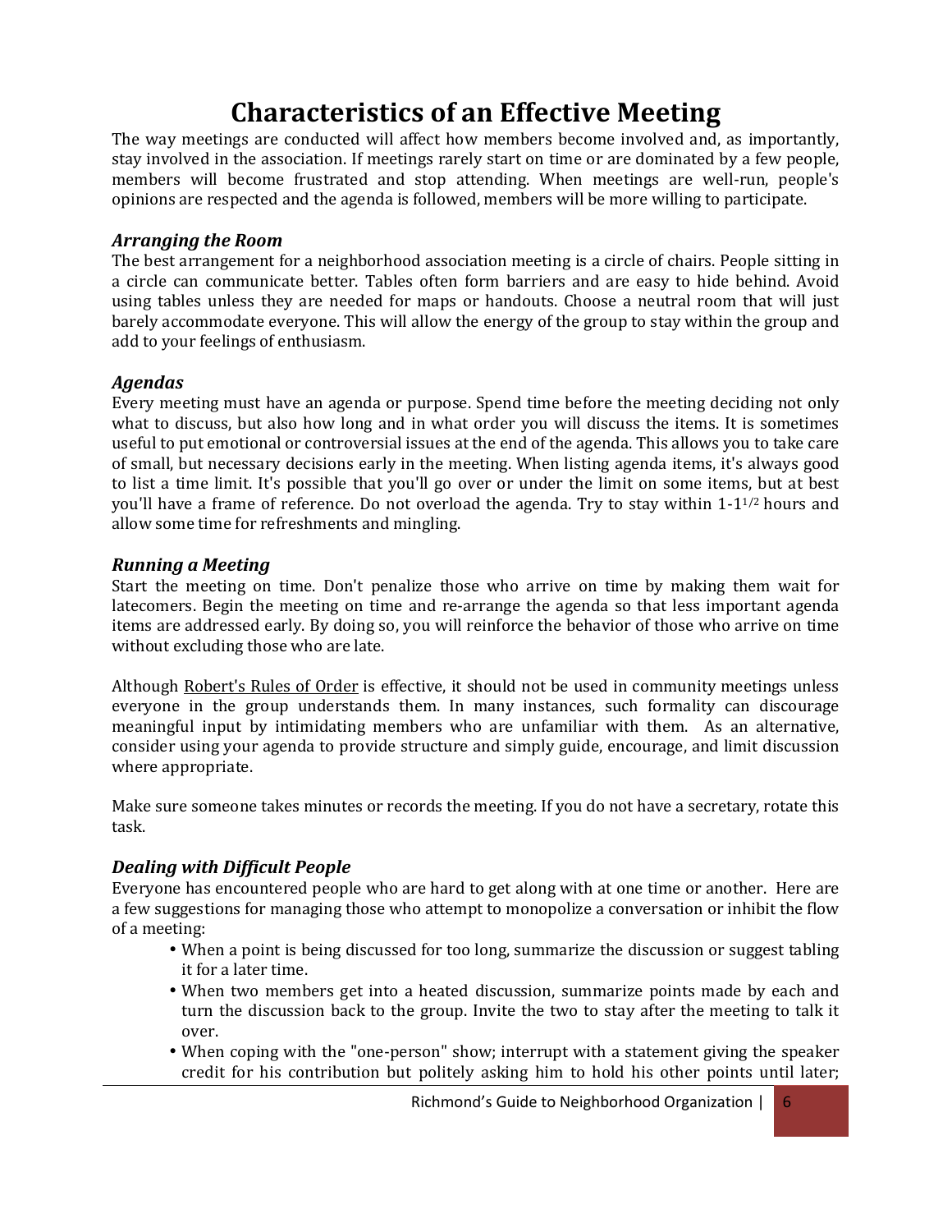# Characteristics of an Effective Meeting

The way meetings are conducted will affect how members become involved and, as importantly, stay involved in the association. If meetings rarely start on time or are dominated by a few people, members will become frustrated and stop attending. When meetings are well-run, people's opinions are respected and the agenda is followed, members will be more willing to participate.

### *Arranging the Room*

The best arrangement for a neighborhood association meeting is a circle of chairs. People sitting in a circle can communicate better. Tables often form barriers and are easy to hide behind. Avoid using tables unless they are needed for maps or handouts. Choose a neutral room that will just barely accommodate everyone. This will allow the energy of the group to stay within the group and add to your feelings of enthusiasm.

### *Agendas*

Every meeting must have an agenda or purpose. Spend time before the meeting deciding not only what to discuss, but also how long and in what order you will discuss the items. It is sometimes useful to put emotional or controversial issues at the end of the agenda. This allows you to take care of small, but necessary decisions early in the meeting. When listing agenda items, it's always good to list a time limit. It's possible that you'll go over or under the limit on some items, but at best you'll have a frame of reference. Do not overload the agenda. Try to stay within 1-1 1/2 hours and allow some time for refreshments and mingling.

### *Running a Meeting*

Start the meeting on time. Don't penalize those who arrive on time by making them wait for latecomers. Begin the meeting on time and re-arrange the agenda so that less important agenda items are addressed early. By doing so, you will reinforce the behavior of those who arrive on time without excluding those who are late.

Although Robert's Rules of Order is effective, it should not be used in community meetings unless everyone in the group understands them. In many instances, such formality can discourage meaningful input by intimidating members who are unfamiliar with them. As an alternative, consider using your agenda to provide structure and simply guide, encourage, and limit discussion where appropriate.

Make sure someone takes minutes or records the meeting. If you do not have a secretary, rotate this task.

### *Dealing with Difficult People*

Everyone has encountered people who are hard to get along with at one time or another. Here are a few suggestions for managing those who attempt to monopolize a conversation or inhibit the flow of a meeting:

- When a point is being discussed for too long, summarize the discussion or suggest tabling it for a later time.
- When two members get into a heated discussion, summarize points made by each and turn the discussion back to the group. Invite the two to stay after the meeting to talk it over.
- When coping with the "one-person" show; interrupt with a statement giving the speaker credit for his contribution but politely asking him to hold his other points until later;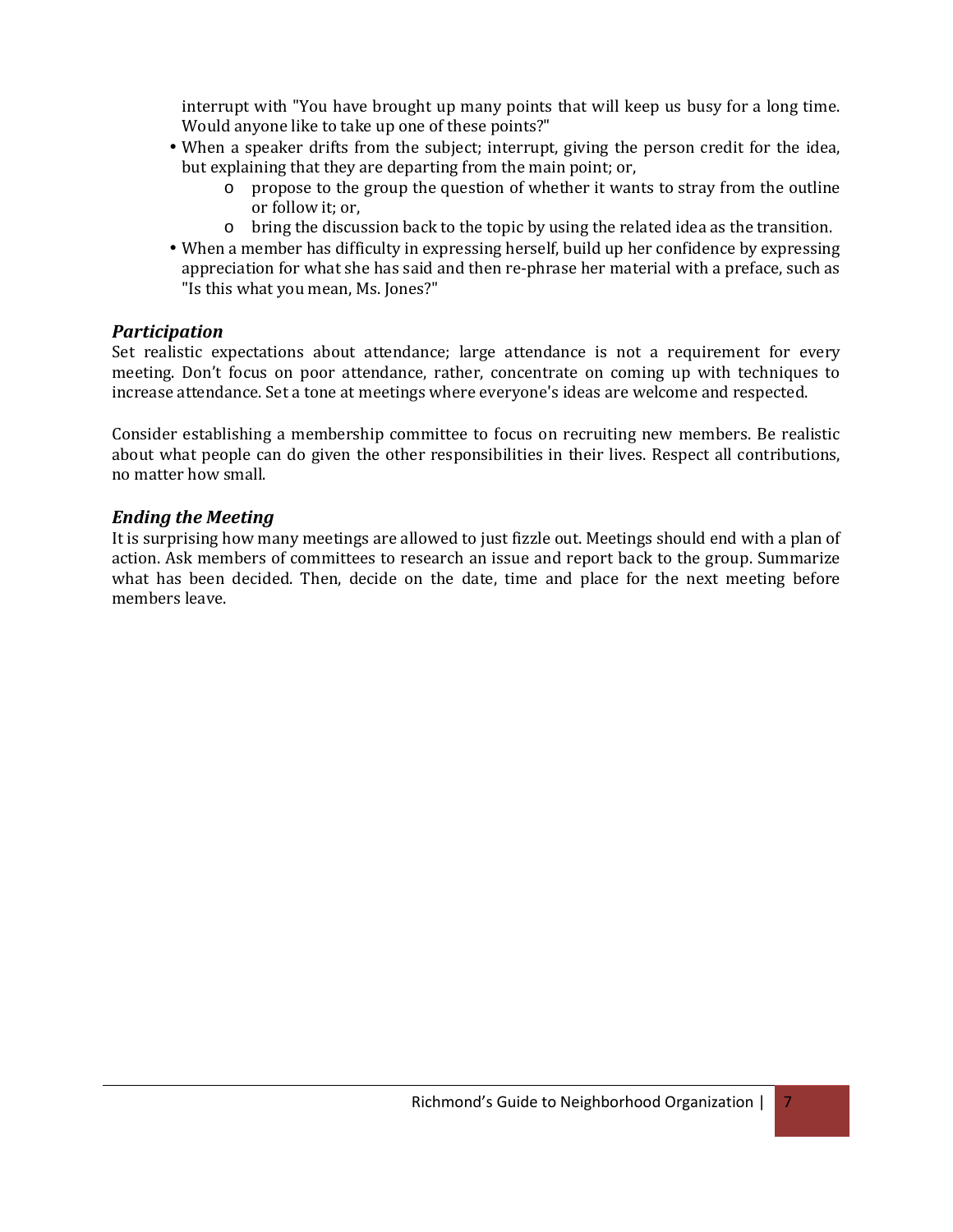interrupt with "You have brought up many points that will keep us busy for a long time. Would anyone like to take up one of these points?"

- When a speaker drifts from the subject; interrupt, giving the person credit for the idea, but explaining that they are departing from the main point; or,
    - propose to the group the question of whether it wants to stray from the outline or follow it; or,
    - bring the discussion back to the topic by using the related idea as the transition.
- When a member has difficulty in expressing herself, build up her confidence by expressing appreciation for what she has said and then re-phrase her material with a preface, such as "Is this what you mean, Ms. Jones?"

### *Participation*

Set realistic expectations about attendance; large attendance is not a requirement for every meeting. Don't focus on poor attendance, rather, concentrate on coming up with techniques to increase attendance. Set a tone at meetings where everyone's ideas are welcome and respected.

Consider establishing a membership committee to focus on recruiting new members. Be realistic about what people can do given the other responsibilities in their lives. Respect all contributions, no matter how small.

### *Ending the Meeting*

It is surprising how many meetings are allowed to just fizzle out. Meetings should end with a plan of action. Ask members of committees to research an issue and report back to the group. Summarize what has been decided. Then, decide on the date, time and place for the next meeting before members leave.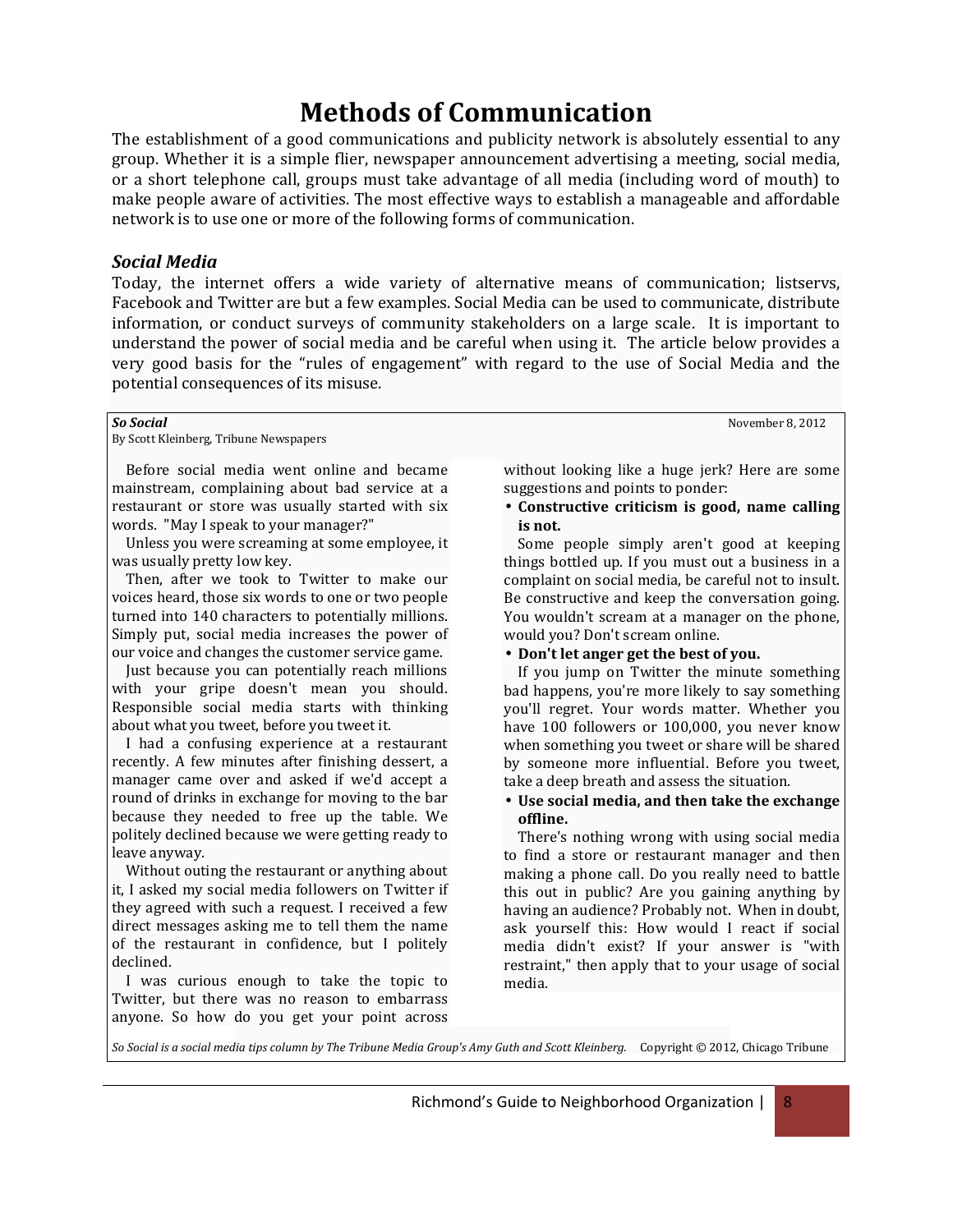# Methods of Communication

The establishment of a good communications and publicity network is absolutely essential to any group. Whether it is a simple flier, newspaper announcement advertising a meeting, social media, or a short telephone call, groups must take advantage of all media (including word of mouth) to make people aware of activities. The most effective ways to establish a manageable and affordable network is to use one or more of the following forms of communication.

### *Social Media*

Today, the internet offers a wide variety of alternative means of communication; listservs, Facebook and Twitter are but a few examples. Social Media can be used to communicate, distribute information, or conduct surveys of community stakeholders on a large scale. It is important to understand the power of social media and be careful when using it. The article below provides a very good basis for the "rules of engagement" with regard to the use of Social Media and the potential consequences of its misuse.

***So Social*** November 8, 2012

By Scott Kleinberg, Tribune Newspapers

Before social media went online and became mainstream, complaining about bad service at a restaurant or store was usually started with six words. "May I speak to your manager?"

Unless you were screaming at some employee, it was usually pretty low key.

Then, after we took to Twitter to make our voices heard, those six words to one or two people turned into 140 characters to potentially millions. Simply put, social media increases the power of our voice and changes the customer service game.

Just because you can potentially reach millions with your gripe doesn't mean you should. Responsible social media starts with thinking about what you tweet, before you tweet it.

I had a confusing experience at a restaurant recently. A few minutes after finishing dessert, a manager came over and asked if we'd accept a round of drinks in exchange for moving to the bar because they needed to free up the table. We politely declined because we were getting ready to leave anyway.

Without outing the restaurant or anything about it, I asked my social media followers on Twitter if they agreed with such a request. I received a few direct messages asking me to tell them the name of the restaurant in confidence, but I politely declined.

I was curious enough to take the topic to Twitter, but there was no reason to embarrass anyone. So how do you get your point across without looking like a huge jerk? Here are some suggestions and points to ponder:

- **Constructive criticism is good, name calling is not.**

Some people simply aren't good at keeping things bottled up. If you must out a business in a complaint on social media, be careful not to insult. Be constructive and keep the conversation going. You wouldn't scream at a manager on the phone, would you? Don't scream online.

- **Don't let anger get the best of you.**

If you jump on Twitter the minute something bad happens, you're more likely to say something you'll regret. Your words matter. Whether you have 100 followers or 100,000, you never know when something you tweet or share will be shared by someone more influential. Before you tweet, take a deep breath and assess the situation.

- **Use social media, and then take the exchange offline.**

There's nothing wrong with using social media to find a store or restaurant manager and then making a phone call. Do you really need to battle this out in public? Are you gaining anything by having an audience? Probably not. When in doubt, ask yourself this: How would I react if social media didn't exist? If your answer is "with restraint," then apply that to your usage of social media.

*So Social is a social media tips column by The Tribune Media Group's Amy Guth and Scott Kleinberg.* Copyright © 2012, Chicago Tribune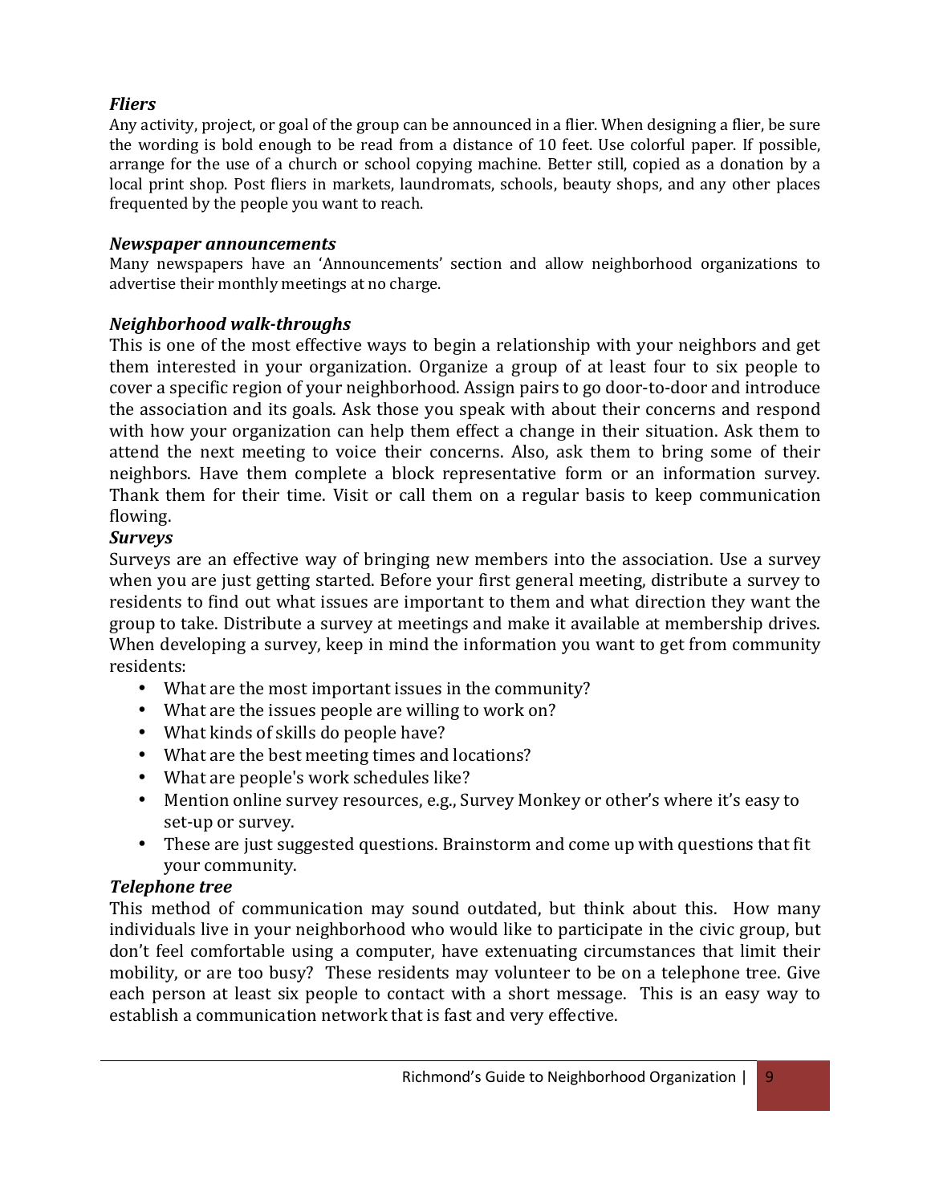### *Fliers*

Any activity, project, or goal of the group can be announced in a flier. When designing a flier, be sure the wording is bold enough to be read from a distance of 10 feet. Use colorful paper. If possible, arrange for the use of a church or school copying machine. Better still, copied as a donation by a local print shop. Post fliers in markets, laundromats, schools, beauty shops, and any other places frequented by the people you want to reach.

### *Newspaper announcements*

Many newspapers have an 'Announcements' section and allow neighborhood organizations to advertise their monthly meetings at no charge.

### *Neighborhood walk-throughs*

This is one of the most effective ways to begin a relationship with your neighbors and get them interested in your organization. Organize a group of at least four to six people to cover a specific region of your neighborhood. Assign pairs to go door-to-door and introduce the association and its goals. Ask those you speak with about their concerns and respond with how your organization can help them effect a change in their situation. Ask them to attend the next meeting to voice their concerns. Also, ask them to bring some of their neighbors. Have them complete a block representative form or an information survey. Thank them for their time. Visit or call them on a regular basis to keep communication flowing.

### *Surveys*

Surveys are an effective way of bringing new members into the association. Use a survey when you are just getting started. Before your first general meeting, distribute a survey to residents to find out what issues are important to them and what direction they want the group to take. Distribute a survey at meetings and make it available at membership drives. When developing a survey, keep in mind the information you want to get from community residents:

- What are the most important issues in the community?
- What are the issues people are willing to work on?
- What kinds of skills do people have?
- What are the best meeting times and locations?
- What are people's work schedules like?
- Mention online survey resources, e.g., Survey Monkey or other's where it's easy to set-up or survey.
- These are just suggested questions. Brainstorm and come up with questions that fit your community.

### *Telephone tree*

This method of communication may sound outdated, but think about this. How many individuals live in your neighborhood who would like to participate in the civic group, but don't feel comfortable using a computer, have extenuating circumstances that limit their mobility, or are too busy? These residents may volunteer to be on a telephone tree. Give each person at least six people to contact with a short message. This is an easy way to establish a communication network that is fast and very effective.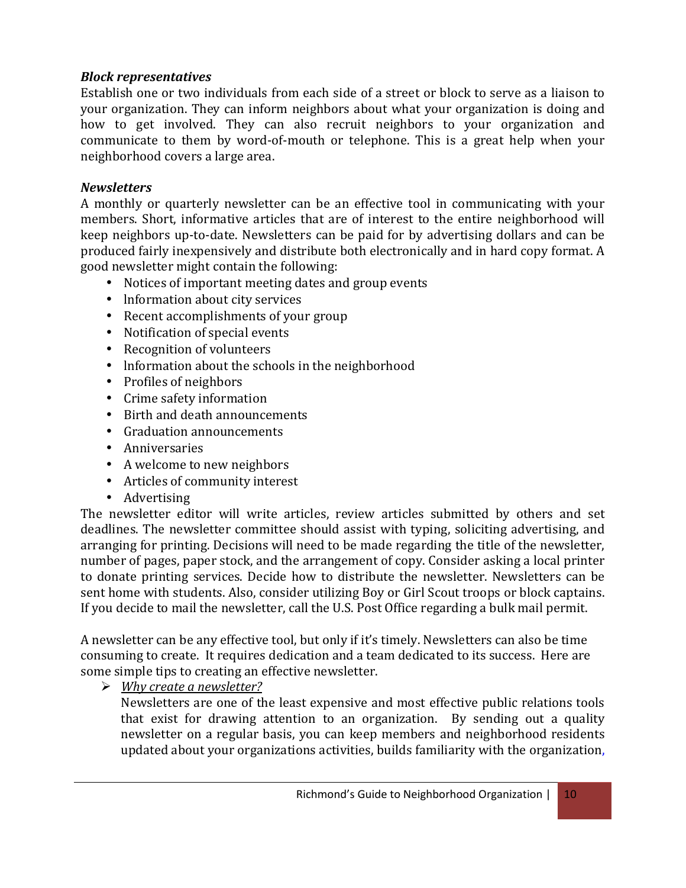***Block representatives***

Establish one or two individuals from each side of a street or block to serve as a liaison to your organization. They can inform neighbors about what your organization is doing and how to get involved. They can also recruit neighbors to your organization and communicate to them by word-of-mouth or telephone. This is a great help when your neighborhood covers a large area.

***Newsletters***

A monthly or quarterly newsletter can be an effective tool in communicating with your members. Short, informative articles that are of interest to the entire neighborhood will keep neighbors up-to-date. Newsletters can be paid for by advertising dollars and can be produced fairly inexpensively and distribute both electronically and in hard copy format. A good newsletter might contain the following:

- Notices of important meeting dates and group events
- lnformation about city services
- Recent accomplishments of your group
- Notification of special events
- Recognition of volunteers
- lnformation about the schools in the neighborhood
- Profiles of neighbors
- Crime safety information
- Birth and death announcements
- Graduation announcements
- Anniversaries
- A welcome to new neighbors
- Articles of community interest
- Advertising

The newsletter editor will write articles, review articles submitted by others and set deadlines. The newsletter committee should assist with typing, soliciting advertising, and arranging for printing. Decisions will need to be made regarding the title of the newsletter, number of pages, paper stock, and the arrangement of copy. Consider asking a local printer to donate printing services. Decide how to distribute the newsletter. Newsletters can be sent home with students. Also, consider utilizing Boy or Girl Scout troops or block captains. If you decide to mail the newsletter, call the U.S. Post Office regarding a bulk mail permit.

A newsletter can be any effective tool, but only if it's timely. Newsletters can also be time consuming to create. It requires dedication and a team dedicated to its success. Here are some simple tips to creating an effective newsletter.

- *Why create a newsletter?*

  Newsletters are one of the least expensive and most effective public relations tools that exist for drawing attention to an organization. By sending out a quality newsletter on a regular basis, you can keep members and neighborhood residents updated about your organizations activities, builds familiarity with the organization,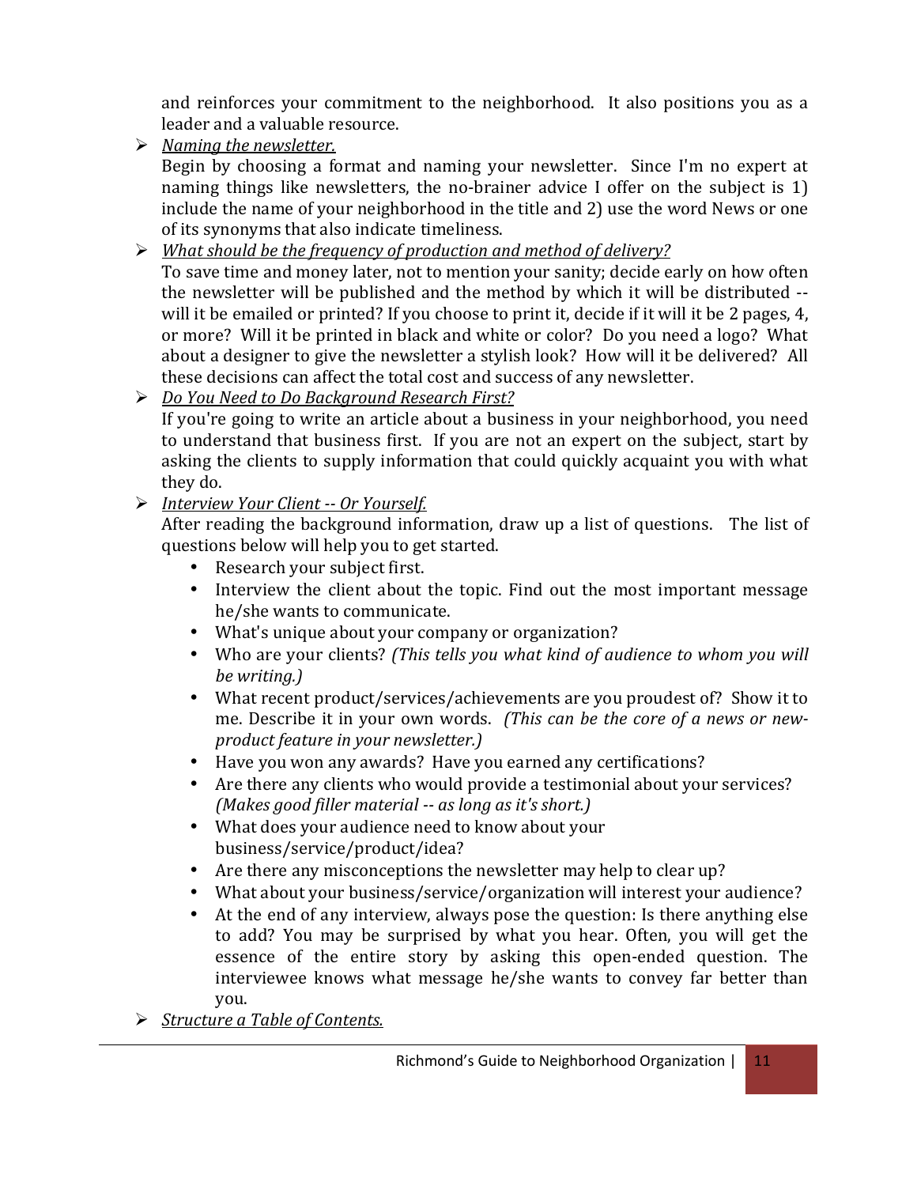and reinforces your commitment to the neighborhood. It also positions you as a leader and a valuable resource.

- *Naming the newsletter.*

  Begin by choosing a format and naming your newsletter. Since I'm no expert at naming things like newsletters, the no-brainer advice I offer on the subject is 1) include the name of your neighborhood in the title and 2) use the word News or one of its synonyms that also indicate timeliness.

- *What should be the frequency of production and method of delivery?*

  To save time and money later, not to mention your sanity; decide early on how often the newsletter will be published and the method by which it will be distributed -- will it be emailed or printed? If you choose to print it, decide if it will it be 2 pages, 4, or more? Will it be printed in black and white or color? Do you need a logo? What about a designer to give the newsletter a stylish look? How will it be delivered? All these decisions can affect the total cost and success of any newsletter.

- *Do You Need to Do Background Research First?*

  If you're going to write an article about a business in your neighborhood, you need to understand that business first. If you are not an expert on the subject, start by asking the clients to supply information that could quickly acquaint you with what they do.

- *Interview Your Client -- Or Yourself.*

  After reading the background information, draw up a list of questions. The list of questions below will help you to get started.

  - Research your subject first.
  - Interview the client about the topic. Find out the most important message he/she wants to communicate.
  - What's unique about your company or organization?
  - Who are your clients? *(This tells you what kind of audience to whom you will be writing.)*
  - What recent product/services/achievements are you proudest of? Show it to me. Describe it in your own words. *(This can be the core of a news or new-product feature in your newsletter.)*
  - Have you won any awards? Have you earned any certifications?
  - Are there any clients who would provide a testimonial about your services? *(Makes good filler material -- as long as it's short.)*
  - What does your audience need to know about your business/service/product/idea?
  - Are there any misconceptions the newsletter may help to clear up?
  - What about your business/service/organization will interest your audience?
  - At the end of any interview, always pose the question: Is there anything else to add? You may be surprised by what you hear. Often, you will get the essence of the entire story by asking this open-ended question. The interviewee knows what message he/she wants to convey far better than you.

- *Structure a Table of Contents.*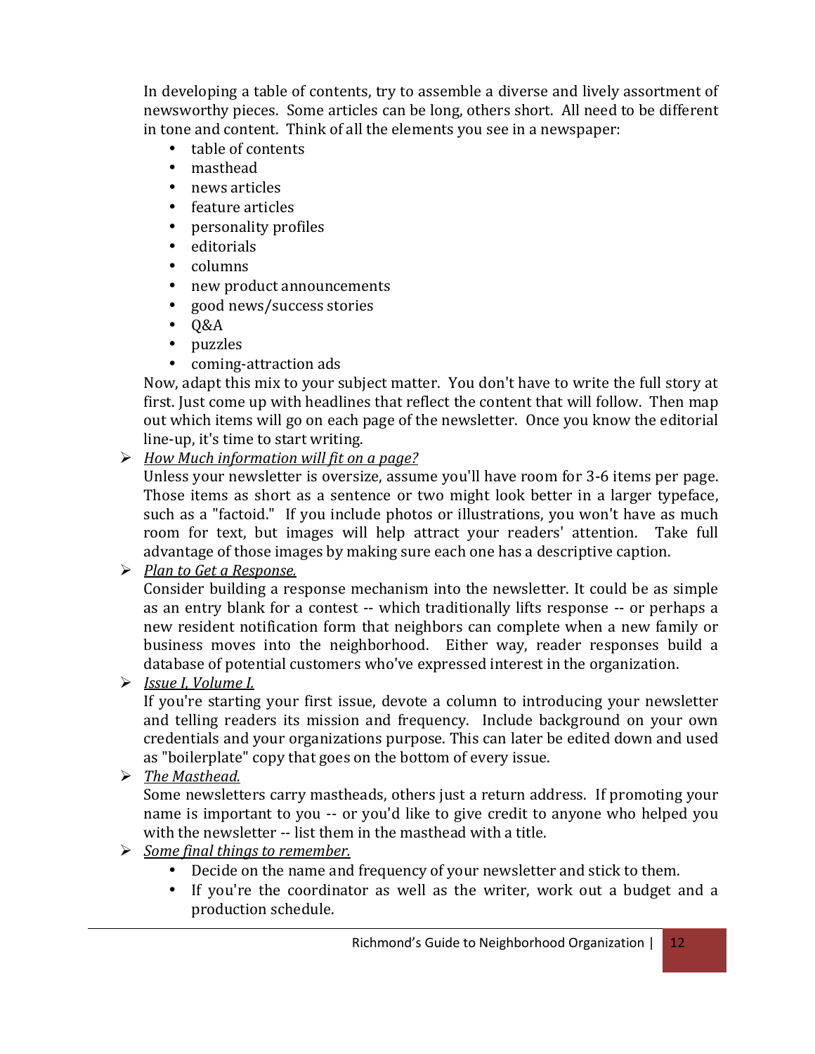In developing a table of contents, try to assemble a diverse and lively assortment of newsworthy pieces. Some articles can be long, others short. All need to be different in tone and content. Think of all the elements you see in a newspaper:

- table of contents
- masthead
- news articles
- feature articles
- personality profiles
- editorials
- columns
- new product announcements
- good news/success stories
- Q&A
- puzzles
- coming-attraction ads

Now, adapt this mix to your subject matter. You don't have to write the full story at first. Just come up with headlines that reflect the content that will follow. Then map out which items will go on each page of the newsletter. Once you know the editorial line-up, it's time to start writing.

- *How Much information will fit on a page?*
  Unless your newsletter is oversize, assume you'll have room for 3-6 items per page. Those items as short as a sentence or two might look better in a larger typeface, such as a "factoid." If you include photos or illustrations, you won't have as much room for text, but images will help attract your readers' attention. Take full advantage of those images by making sure each one has a descriptive caption.
- *Plan to Get a Response.*
  Consider building a response mechanism into the newsletter. It could be as simple as an entry blank for a contest -- which traditionally lifts response -- or perhaps a new resident notification form that neighbors can complete when a new family or business moves into the neighborhood. Either way, reader responses build a database of potential customers who've expressed interest in the organization.
- *Issue I, Volume I.*
  If you're starting your first issue, devote a column to introducing your newsletter and telling readers its mission and frequency. Include background on your own credentials and your organizations purpose. This can later be edited down and used as "boilerplate" copy that goes on the bottom of every issue.
- *The Masthead.*
  Some newsletters carry mastheads, others just a return address. If promoting your name is important to you -- or you'd like to give credit to anyone who helped you with the newsletter -- list them in the masthead with a title.
- *Some final things to remember.*
  - Decide on the name and frequency of your newsletter and stick to them.
  - If you're the coordinator as well as the writer, work out a budget and a production schedule.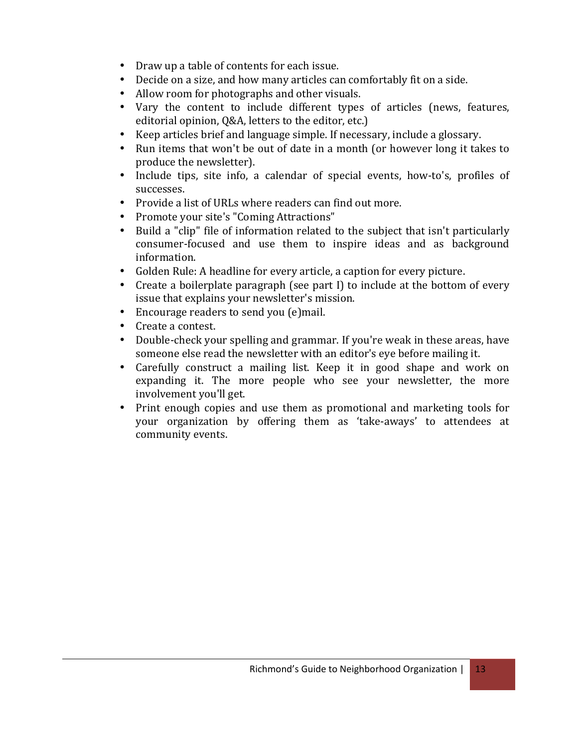- Draw up a table of contents for each issue.
- Decide on a size, and how many articles can comfortably fit on a side.
- Allow room for photographs and other visuals.
- Vary the content to include different types of articles (news, features, editorial opinion, Q&A, letters to the editor, etc.)
- Keep articles brief and language simple. If necessary, include a glossary.
- Run items that won't be out of date in a month (or however long it takes to produce the newsletter).
- Include tips, site info, a calendar of special events, how-to's, profiles of successes.
- Provide a list of URLs where readers can find out more.
- Promote your site's "Coming Attractions"
- Build a "clip" file of information related to the subject that isn't particularly consumer-focused and use them to inspire ideas and as background information.
- Golden Rule: A headline for every article, a caption for every picture.
- Create a boilerplate paragraph (see part I) to include at the bottom of every issue that explains your newsletter's mission.
- Encourage readers to send you (e)mail.
- Create a contest.
- Double-check your spelling and grammar. If you're weak in these areas, have someone else read the newsletter with an editor's eye before mailing it.
- Carefully construct a mailing list. Keep it in good shape and work on expanding it. The more people who see your newsletter, the more involvement you'll get.
- Print enough copies and use them as promotional and marketing tools for your organization by offering them as 'take-aways' to attendees at community events.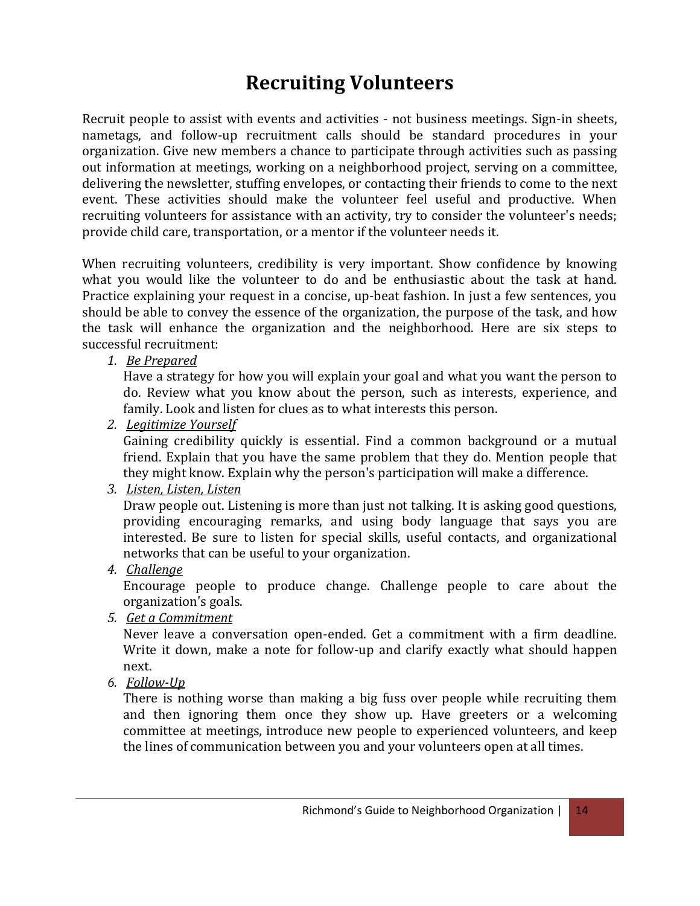# Recruiting Volunteers

Recruit people to assist with events and activities - not business meetings. Sign-in sheets, nametags, and follow-up recruitment calls should be standard procedures in your organization. Give new members a chance to participate through activities such as passing out information at meetings, working on a neighborhood project, serving on a committee, delivering the newsletter, stuffing envelopes, or contacting their friends to come to the next event. These activities should make the volunteer feel useful and productive. When recruiting volunteers for assistance with an activity, try to consider the volunteer's needs; provide child care, transportation, or a mentor if the volunteer needs it.

When recruiting volunteers, credibility is very important. Show confidence by knowing what you would like the volunteer to do and be enthusiastic about the task at hand. Practice explaining your request in a concise, up-beat fashion. In just a few sentences, you should be able to convey the essence of the organization, the purpose of the task, and how the task will enhance the organization and the neighborhood. Here are six steps to successful recruitment:

1. *Be Prepared*
   Have a strategy for how you will explain your goal and what you want the person to do. Review what you know about the person, such as interests, experience, and family. Look and listen for clues as to what interests this person.
2. *Legitimize Yourself*
   Gaining credibility quickly is essential. Find a common background or a mutual friend. Explain that you have the same problem that they do. Mention people that they might know. Explain why the person's participation will make a difference.
3. *Listen, Listen, Listen*
   Draw people out. Listening is more than just not talking. It is asking good questions, providing encouraging remarks, and using body language that says you are interested. Be sure to listen for special skills, useful contacts, and organizational networks that can be useful to your organization.
4. *Challenge*
   Encourage people to produce change. Challenge people to care about the organization's goals.
5. *Get a Commitment*
   Never leave a conversation open-ended. Get a commitment with a firm deadline. Write it down, make a note for follow-up and clarify exactly what should happen next.
6. *Follow-Up*
   There is nothing worse than making a big fuss over people while recruiting them and then ignoring them once they show up. Have greeters or a welcoming committee at meetings, introduce new people to experienced volunteers, and keep the lines of communication between you and your volunteers open at all times.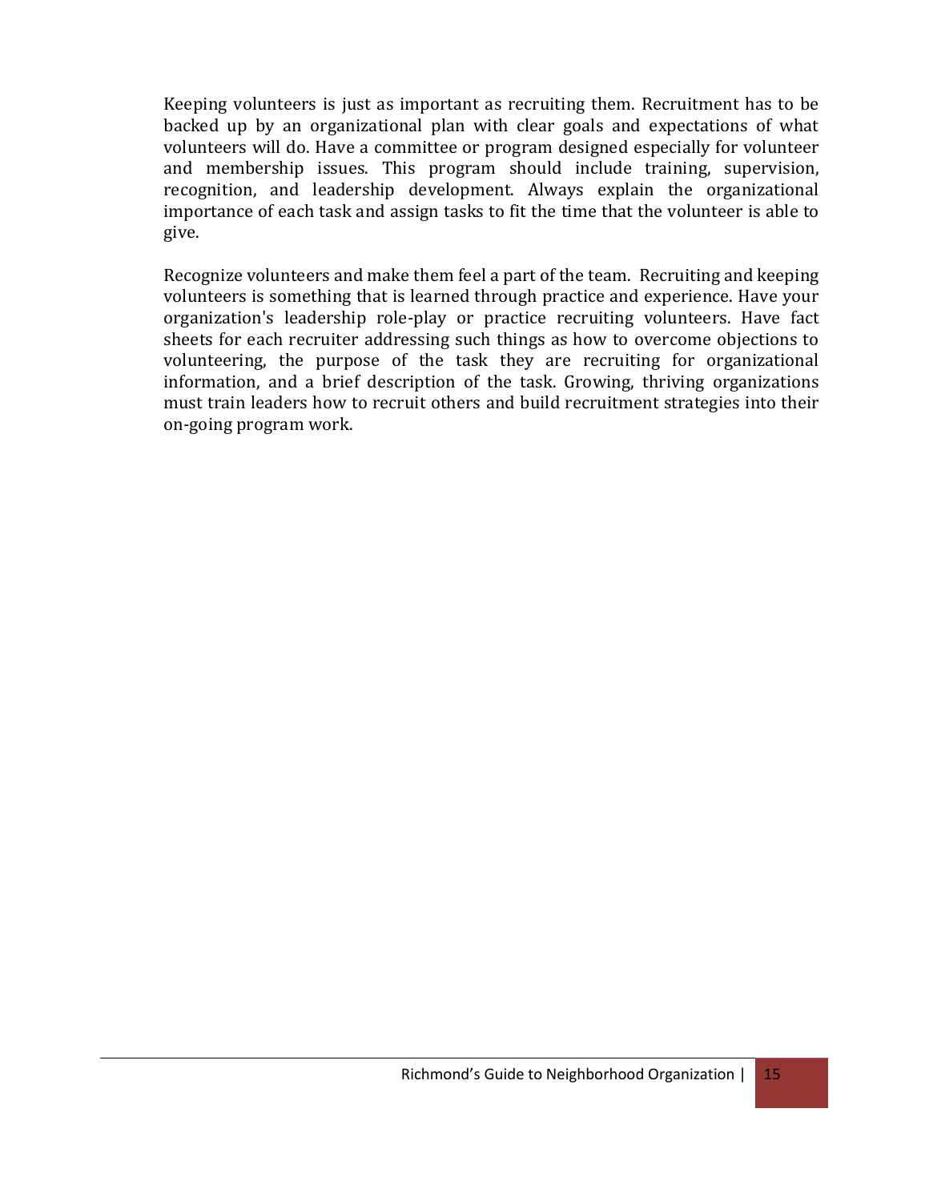Keeping volunteers is just as important as recruiting them. Recruitment has to be backed up by an organizational plan with clear goals and expectations of what volunteers will do. Have a committee or program designed especially for volunteer and membership issues. This program should include training, supervision, recognition, and leadership development. Always explain the organizational importance of each task and assign tasks to fit the time that the volunteer is able to give.

Recognize volunteers and make them feel a part of the team. Recruiting and keeping volunteers is something that is learned through practice and experience. Have your organization's leadership role-play or practice recruiting volunteers. Have fact sheets for each recruiter addressing such things as how to overcome objections to volunteering, the purpose of the task they are recruiting for organizational information, and a brief description of the task. Growing, thriving organizations must train leaders how to recruit others and build recruitment strategies into their on-going program work.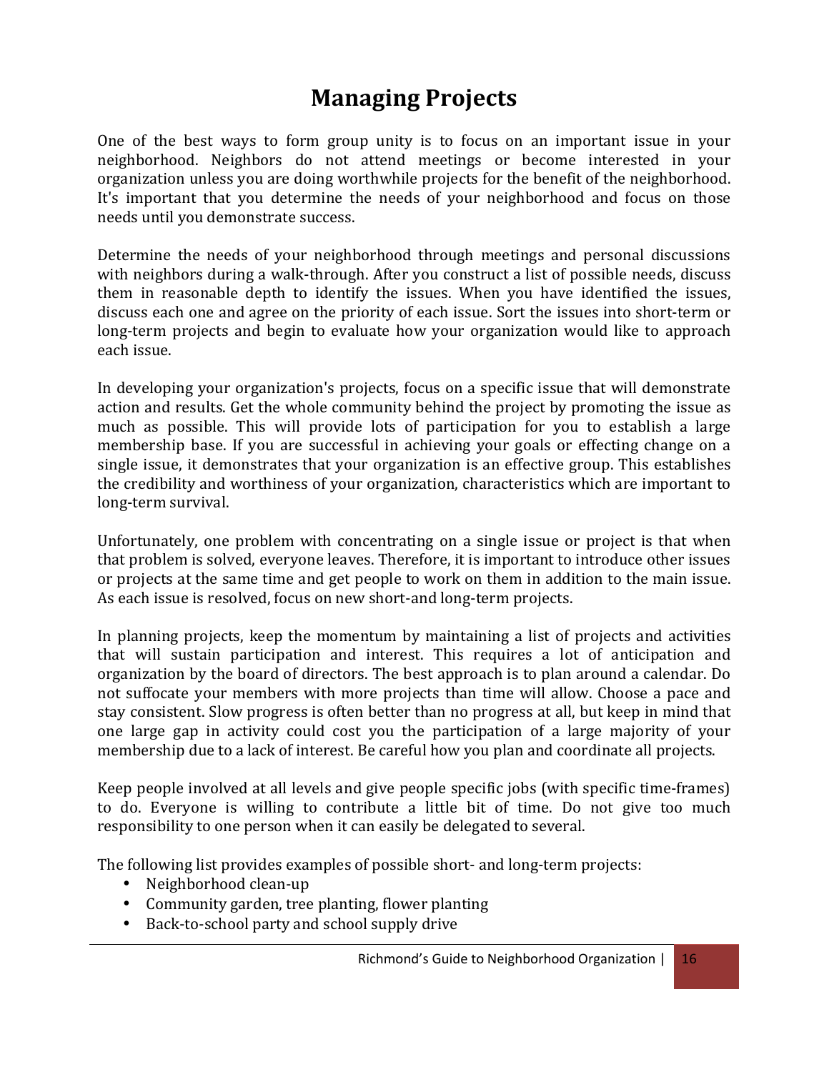# Managing Projects

One of the best ways to form group unity is to focus on an important issue in your neighborhood. Neighbors do not attend meetings or become interested in your organization unless you are doing worthwhile projects for the benefit of the neighborhood. It's important that you determine the needs of your neighborhood and focus on those needs until you demonstrate success.

Determine the needs of your neighborhood through meetings and personal discussions with neighbors during a walk-through. After you construct a list of possible needs, discuss them in reasonable depth to identify the issues. When you have identified the issues, discuss each one and agree on the priority of each issue. Sort the issues into short-term or long-term projects and begin to evaluate how your organization would like to approach each issue.

In developing your organization's projects, focus on a specific issue that will demonstrate action and results. Get the whole community behind the project by promoting the issue as much as possible. This will provide lots of participation for you to establish a large membership base. If you are successful in achieving your goals or effecting change on a single issue, it demonstrates that your organization is an effective group. This establishes the credibility and worthiness of your organization, characteristics which are important to long-term survival.

Unfortunately, one problem with concentrating on a single issue or project is that when that problem is solved, everyone leaves. Therefore, it is important to introduce other issues or projects at the same time and get people to work on them in addition to the main issue. As each issue is resolved, focus on new short-and long-term projects.

In planning projects, keep the momentum by maintaining a list of projects and activities that will sustain participation and interest. This requires a lot of anticipation and organization by the board of directors. The best approach is to plan around a calendar. Do not suffocate your members with more projects than time will allow. Choose a pace and stay consistent. Slow progress is often better than no progress at all, but keep in mind that one large gap in activity could cost you the participation of a large majority of your membership due to a lack of interest. Be careful how you plan and coordinate all projects.

Keep people involved at all levels and give people specific jobs (with specific time-frames) to do. Everyone is willing to contribute a little bit of time. Do not give too much responsibility to one person when it can easily be delegated to several.

The following list provides examples of possible short- and long-term projects:

- Neighborhood clean-up
- Community garden, tree planting, flower planting
- Back-to-school party and school supply drive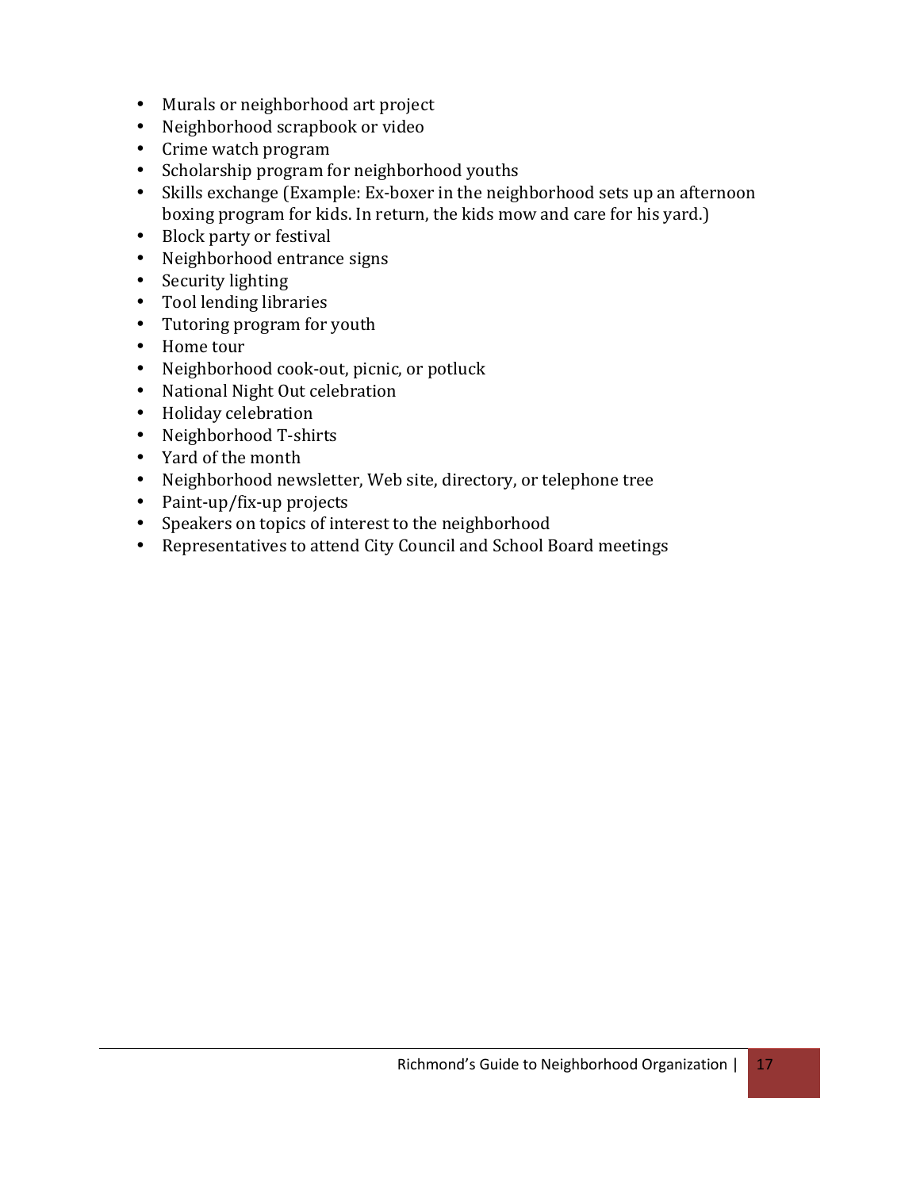- Murals or neighborhood art project
- Neighborhood scrapbook or video
- Crime watch program
- Scholarship program for neighborhood youths
- Skills exchange (Example: Ex-boxer in the neighborhood sets up an afternoon boxing program for kids. In return, the kids mow and care for his yard.)
- Block party or festival
- Neighborhood entrance signs
- Security lighting
- Tool lending libraries
- Tutoring program for youth
- Home tour
- Neighborhood cook-out, picnic, or potluck
- National Night Out celebration
- Holiday celebration
- Neighborhood T-shirts
- Yard of the month
- Neighborhood newsletter, Web site, directory, or telephone tree
- Paint-up/fix-up projects
- Speakers on topics of interest to the neighborhood
- Representatives to attend City Council and School Board meetings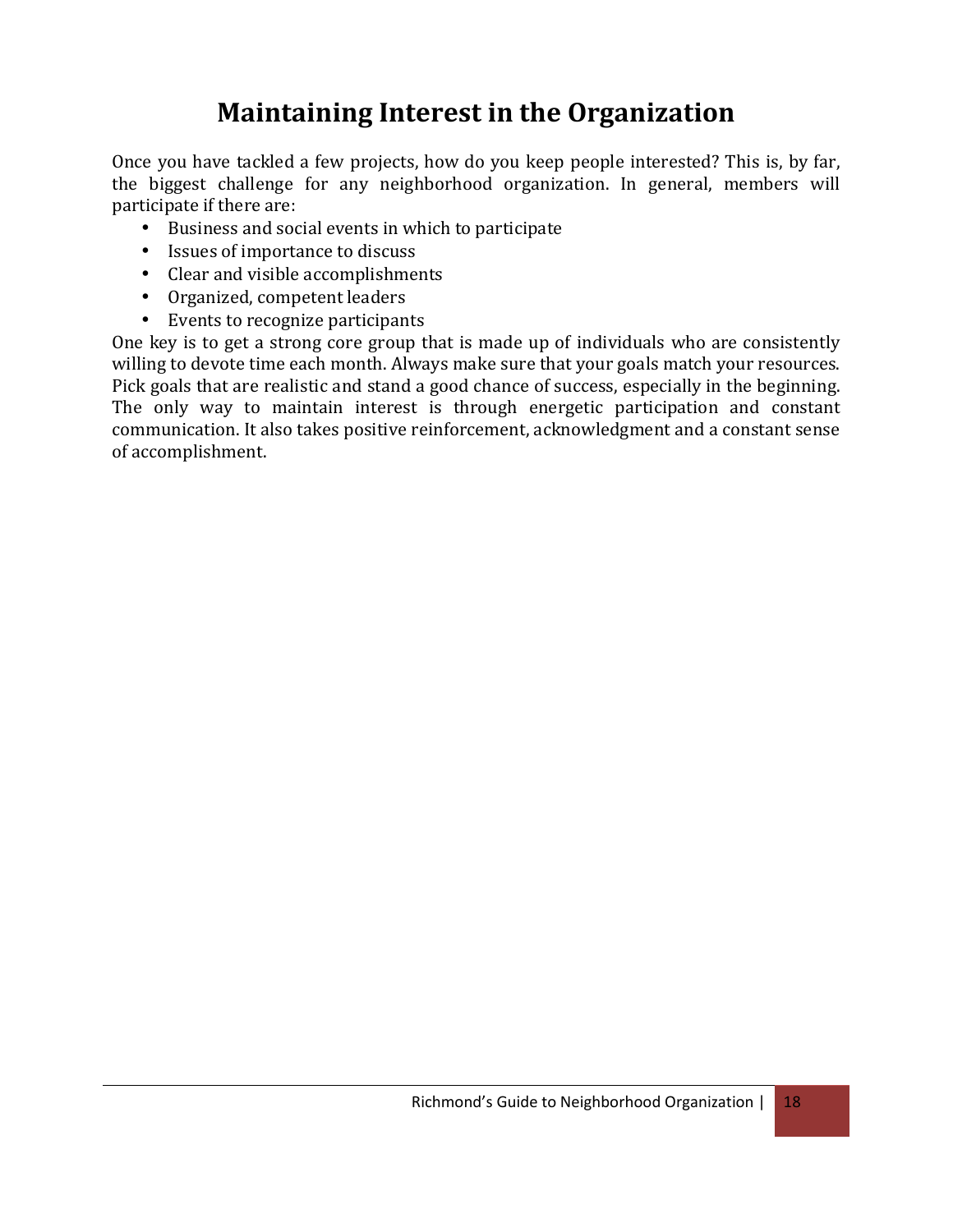# Maintaining Interest in the Organization

Once you have tackled a few projects, how do you keep people interested? This is, by far, the biggest challenge for any neighborhood organization. In general, members will participate if there are:

- Business and social events in which to participate
- Issues of importance to discuss
- Clear and visible accomplishments
- Organized, competent leaders
- Events to recognize participants

One key is to get a strong core group that is made up of individuals who are consistently willing to devote time each month. Always make sure that your goals match your resources. Pick goals that are realistic and stand a good chance of success, especially in the beginning. The only way to maintain interest is through energetic participation and constant communication. It also takes positive reinforcement, acknowledgment and a constant sense of accomplishment.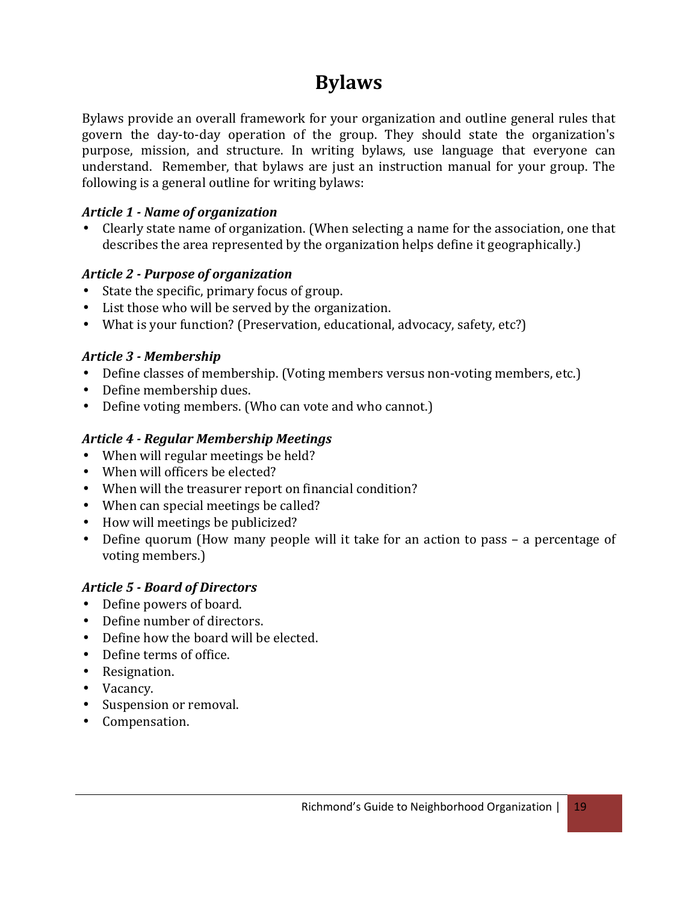# Bylaws

Bylaws provide an overall framework for your organization and outline general rules that govern the day-to-day operation of the group. They should state the organization's purpose, mission, and structure. In writing bylaws, use language that everyone can understand. Remember, that bylaws are just an instruction manual for your group. The following is a general outline for writing bylaws:

***Article 1 - Name of organization***

- Clearly state name of organization. (When selecting a name for the association, one that describes the area represented by the organization helps define it geographically.)

***Article 2 - Purpose of organization***

- State the specific, primary focus of group.
- List those who will be served by the organization.
- What is your function? (Preservation, educational, advocacy, safety, etc?)

***Article 3 - Membership***

- Define classes of membership. (Voting members versus non-voting members, etc.)
- Define membership dues.
- Define voting members. (Who can vote and who cannot.)

***Article 4 - Regular Membership Meetings***

- When will regular meetings be held?
- When will officers be elected?
- When will the treasurer report on financial condition?
- When can special meetings be called?
- How will meetings be publicized?
- Define quorum (How many people will it take for an action to pass – a percentage of voting members.)

***Article 5 - Board of Directors***

- Define powers of board.
- Define number of directors.
- Define how the board will be elected.
- Define terms of office.
- Resignation.
- Vacancy.
- Suspension or removal.
- Compensation.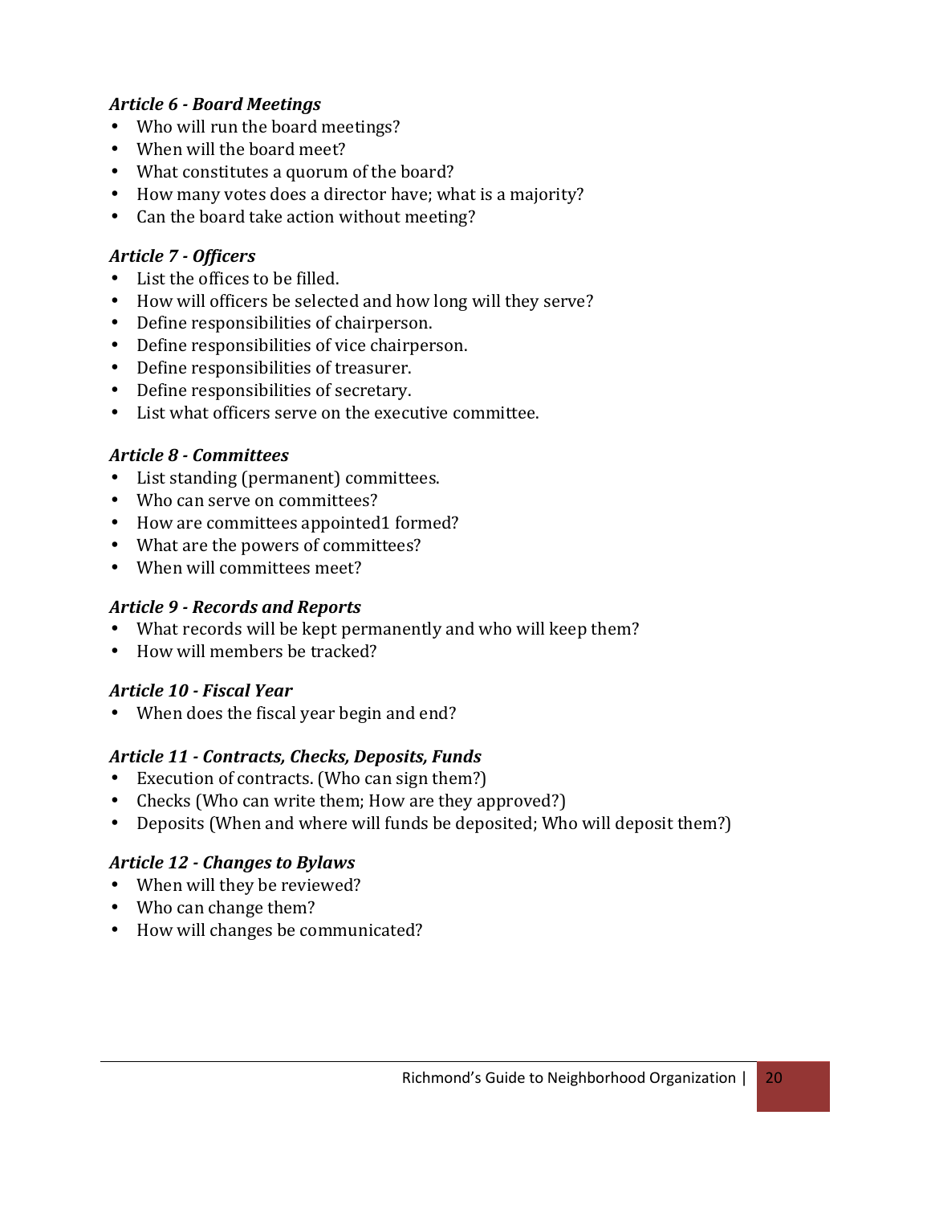***Article 6 - Board Meetings***

- Who will run the board meetings?
- When will the board meet?
- What constitutes a quorum of the board?
- How many votes does a director have; what is a majority?
- Can the board take action without meeting?

***Article 7 - Officers***

- List the offices to be filled.
- How will officers be selected and how long will they serve?
- Define responsibilities of chairperson.
- Define responsibilities of vice chairperson.
- Define responsibilities of treasurer.
- Define responsibilities of secretary.
- List what officers serve on the executive committee.

***Article 8 - Committees***

- List standing (permanent) committees.
- Who can serve on committees?
- How are committees appointed1 formed?
- What are the powers of committees?
- When will committees meet?

***Article 9 - Records and Reports***

- What records will be kept permanently and who will keep them?
- How will members be tracked?

***Article 10 - Fiscal Year***

- When does the fiscal year begin and end?

***Article 11 - Contracts, Checks, Deposits, Funds***

- Execution of contracts. (Who can sign them?)
- Checks (Who can write them; How are they approved?)
- Deposits (When and where will funds be deposited; Who will deposit them?)

***Article 12 - Changes to Bylaws***

- When will they be reviewed?
- Who can change them?
- How will changes be communicated?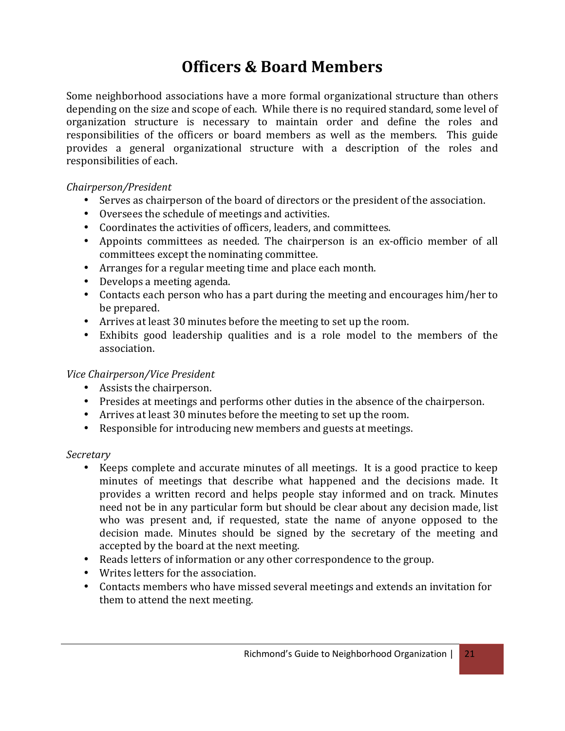# Officers & Board Members

Some neighborhood associations have a more formal organizational structure than others depending on the size and scope of each. While there is no required standard, some level of organization structure is necessary to maintain order and define the roles and responsibilities of the officers or board members as well as the members. This guide provides a general organizational structure with a description of the roles and responsibilities of each.

*Chairperson/President*

- Serves as chairperson of the board of directors or the president of the association.
- Oversees the schedule of meetings and activities.
- Coordinates the activities of officers, leaders, and committees.
- Appoints committees as needed. The chairperson is an ex-officio member of all committees except the nominating committee.
- Arranges for a regular meeting time and place each month.
- Develops a meeting agenda.
- Contacts each person who has a part during the meeting and encourages him/her to be prepared.
- Arrives at least 30 minutes before the meeting to set up the room.
- Exhibits good leadership qualities and is a role model to the members of the association.

*Vice Chairperson/Vice President*

- Assists the chairperson.
- Presides at meetings and performs other duties in the absence of the chairperson.
- Arrives at least 30 minutes before the meeting to set up the room.
- Responsible for introducing new members and guests at meetings.

*Secretary*

- Keeps complete and accurate minutes of all meetings. It is a good practice to keep minutes of meetings that describe what happened and the decisions made. It provides a written record and helps people stay informed and on track. Minutes need not be in any particular form but should be clear about any decision made, list who was present and, if requested, state the name of anyone opposed to the decision made. Minutes should be signed by the secretary of the meeting and accepted by the board at the next meeting.
- Reads letters of information or any other correspondence to the group.
- Writes letters for the association.
- Contacts members who have missed several meetings and extends an invitation for them to attend the next meeting.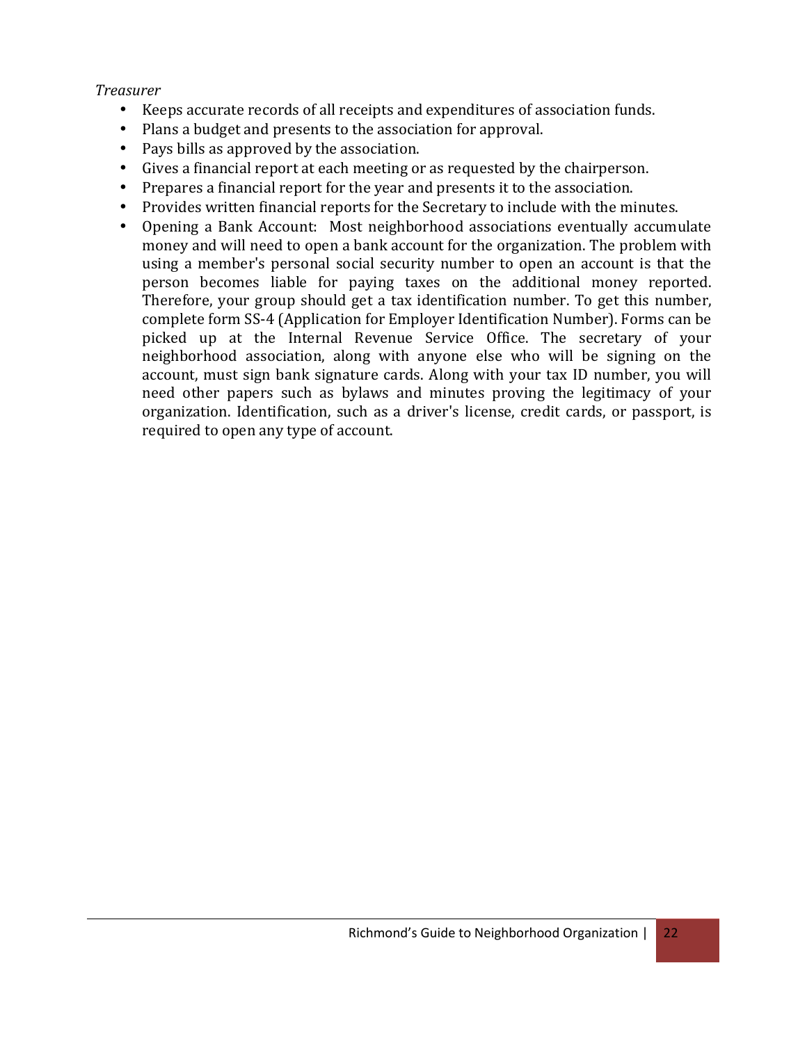*Treasurer*

- Keeps accurate records of all receipts and expenditures of association funds.
- Plans a budget and presents to the association for approval.
- Pays bills as approved by the association.
- Gives a financial report at each meeting or as requested by the chairperson.
- Prepares a financial report for the year and presents it to the association.
- Provides written financial reports for the Secretary to include with the minutes.
- Opening a Bank Account: Most neighborhood associations eventually accumulate money and will need to open a bank account for the organization. The problem with using a member's personal social security number to open an account is that the person becomes liable for paying taxes on the additional money reported. Therefore, your group should get a tax identification number. To get this number, complete form SS-4 (Application for Employer Identification Number). Forms can be picked up at the Internal Revenue Service Office. The secretary of your neighborhood association, along with anyone else who will be signing on the account, must sign bank signature cards. Along with your tax ID number, you will need other papers such as bylaws and minutes proving the legitimacy of your organization. Identification, such as a driver's license, credit cards, or passport, is required to open any type of account.